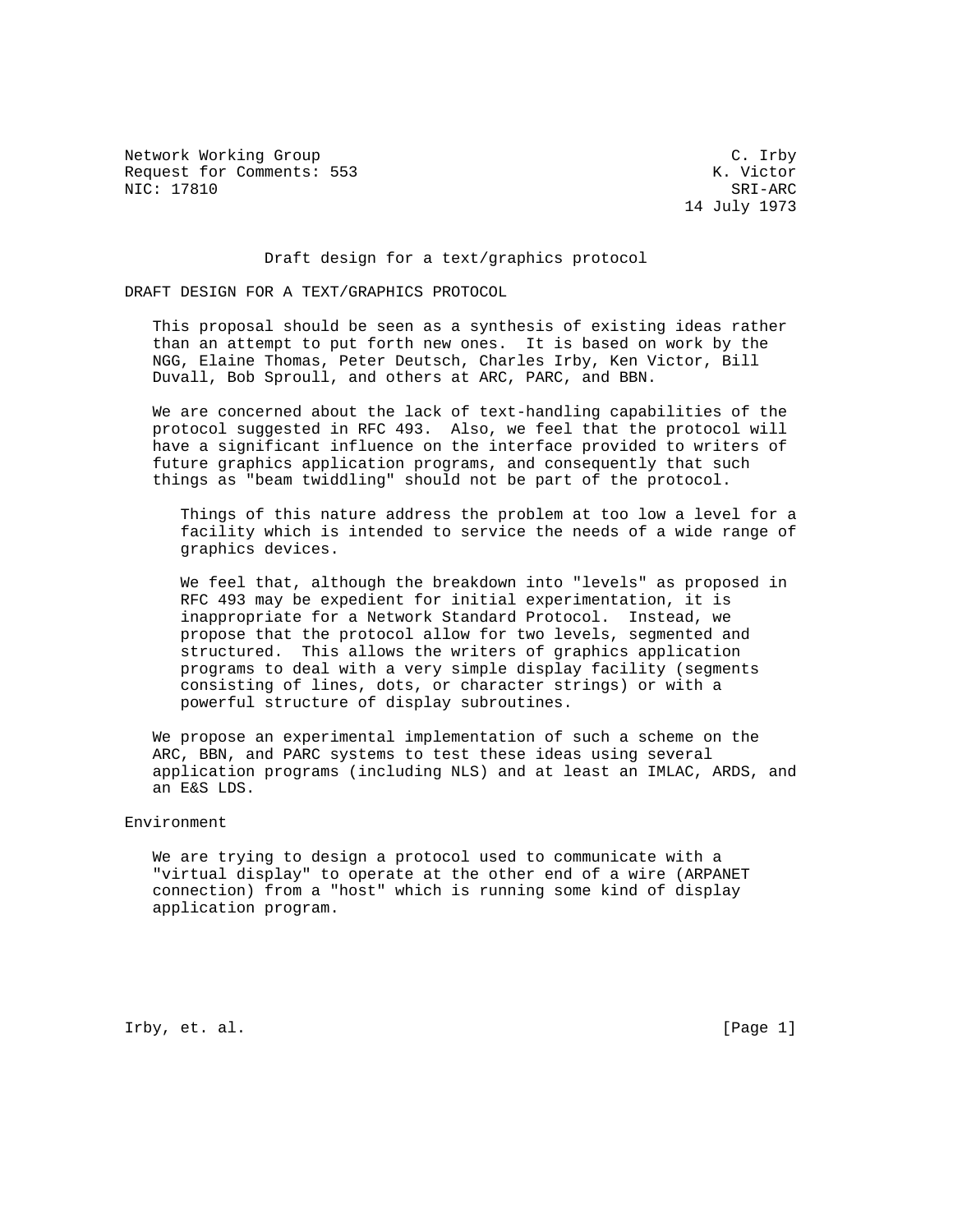Network Working Group C. Irby
Request for Comments: 553 K. Victor
NIC: 17810 SRI-ARC
14 July 1973

# Draft design for a text/graphics protocol

## DRAFT DESIGN FOR A TEXT/GRAPHICS PROTOCOL

This proposal should be seen as a synthesis of existing ideas rather than an attempt to put forth new ones. It is based on work by the NGG, Elaine Thomas, Peter Deutsch, Charles Irby, Ken Victor, Bill Duvall, Bob Sproull, and others at ARC, PARC, and BBN.

We are concerned about the lack of text-handling capabilities of the protocol suggested in RFC 493. Also, we feel that the protocol will have a significant influence on the interface provided to writers of future graphics application programs, and consequently that such things as "beam twiddling" should not be part of the protocol.

> Things of this nature address the problem at too low a level for a facility which is intended to service the needs of a wide range of graphics devices.
>
> We feel that, although the breakdown into "levels" as proposed in RFC 493 may be expedient for initial experimentation, it is inappropriate for a Network Standard Protocol. Instead, we propose that the protocol allow for two levels, segmented and structured. This allows the writers of graphics application programs to deal with a very simple display facility (segments consisting of lines, dots, or character strings) or with a powerful structure of display subroutines.

We propose an experimental implementation of such a scheme on the ARC, BBN, and PARC systems to test these ideas using several application programs (including NLS) and at least an IMLAC, ARDS, and an E&S LDS.

## Environment

We are trying to design a protocol used to communicate with a "virtual display" to operate at the other end of a wire (ARPANET connection) from a "host" which is running some kind of display application program.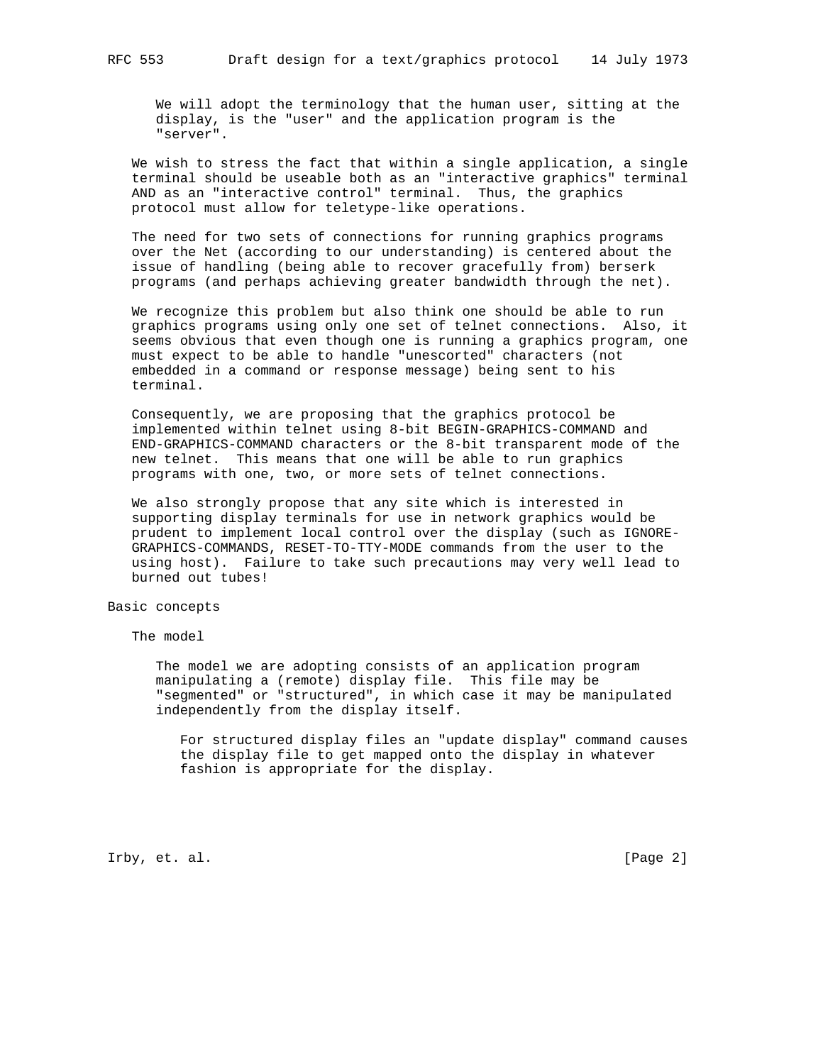We will adopt the terminology that the human user, sitting at the display, is the "user" and the application program is the "server".

We wish to stress the fact that within a single application, a single terminal should be useable both as an "interactive graphics" terminal AND as an "interactive control" terminal. Thus, the graphics protocol must allow for teletype-like operations.

The need for two sets of connections for running graphics programs over the Net (according to our understanding) is centered about the issue of handling (being able to recover gracefully from) berserk programs (and perhaps achieving greater bandwidth through the net).

We recognize this problem but also think one should be able to run graphics programs using only one set of telnet connections. Also, it seems obvious that even though one is running a graphics program, one must expect to be able to handle "unescorted" characters (not embedded in a command or response message) being sent to his terminal.

Consequently, we are proposing that the graphics protocol be implemented within telnet using 8-bit BEGIN-GRAPHICS-COMMAND and END-GRAPHICS-COMMAND characters or the 8-bit transparent mode of the new telnet. This means that one will be able to run graphics programs with one, two, or more sets of telnet connections.

We also strongly propose that any site which is interested in supporting display terminals for use in network graphics would be prudent to implement local control over the display (such as IGNORE-GRAPHICS-COMMANDS, RESET-TO-TTY-MODE commands from the user to the using host). Failure to take such precautions may very well lead to burned out tubes!

## Basic concepts

### The model

The model we are adopting consists of an application program manipulating a (remote) display file. This file may be "segmented" or "structured", in which case it may be manipulated independently from the display itself.

For structured display files an "update display" command causes the display file to get mapped onto the display in whatever fashion is appropriate for the display.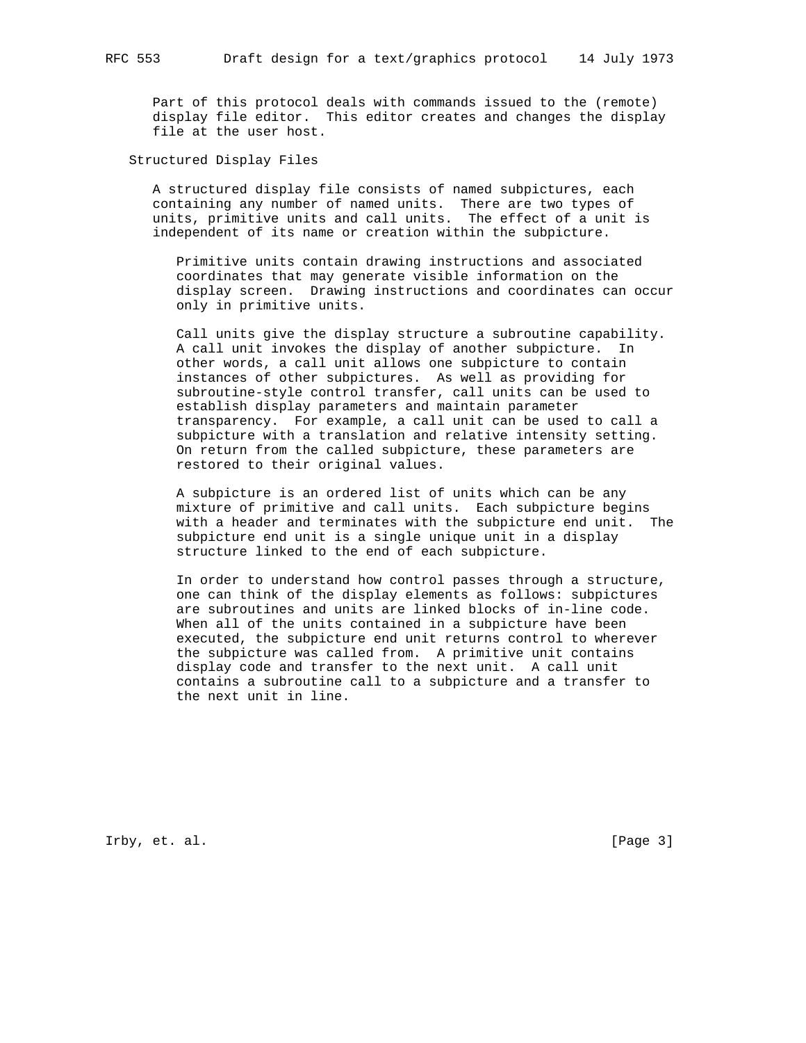Part of this protocol deals with commands issued to the (remote) display file editor. This editor creates and changes the display file at the user host.

## Structured Display Files

A structured display file consists of named subpictures, each containing any number of named units. There are two types of units, primitive units and call units. The effect of a unit is independent of its name or creation within the subpicture.

Primitive units contain drawing instructions and associated coordinates that may generate visible information on the display screen. Drawing instructions and coordinates can occur only in primitive units.

Call units give the display structure a subroutine capability. A call unit invokes the display of another subpicture. In other words, a call unit allows one subpicture to contain instances of other subpictures. As well as providing for subroutine-style control transfer, call units can be used to establish display parameters and maintain parameter transparency. For example, a call unit can be used to call a subpicture with a translation and relative intensity setting. On return from the called subpicture, these parameters are restored to their original values.

A subpicture is an ordered list of units which can be any mixture of primitive and call units. Each subpicture begins with a header and terminates with the subpicture end unit. The subpicture end unit is a single unique unit in a display structure linked to the end of each subpicture.

In order to understand how control passes through a structure, one can think of the display elements as follows: subpictures are subroutines and units are linked blocks of in-line code. When all of the units contained in a subpicture have been executed, the subpicture end unit returns control to wherever the subpicture was called from. A primitive unit contains display code and transfer to the next unit. A call unit contains a subroutine call to a subpicture and a transfer to the next unit in line.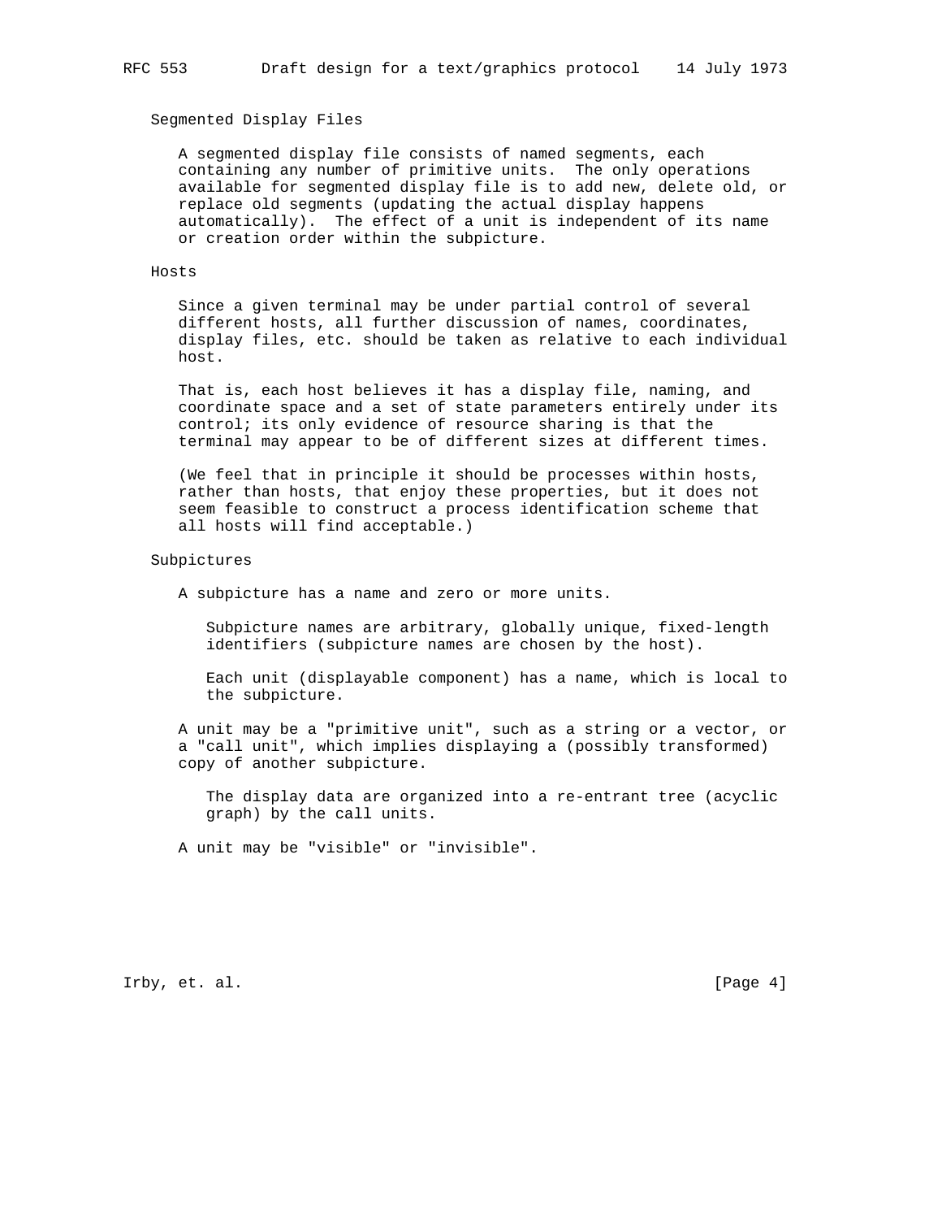### Segmented Display Files

A segmented display file consists of named segments, each containing any number of primitive units. The only operations available for segmented display file is to add new, delete old, or replace old segments (updating the actual display happens automatically). The effect of a unit is independent of its name or creation order within the subpicture.

### Hosts

Since a given terminal may be under partial control of several different hosts, all further discussion of names, coordinates, display files, etc. should be taken as relative to each individual host.

That is, each host believes it has a display file, naming, and coordinate space and a set of state parameters entirely under its control; its only evidence of resource sharing is that the terminal may appear to be of different sizes at different times.

(We feel that in principle it should be processes within hosts, rather than hosts, that enjoy these properties, but it does not seem feasible to construct a process identification scheme that all hosts will find acceptable.)

### Subpictures

A subpicture has a name and zero or more units.

> Subpicture names are arbitrary, globally unique, fixed-length identifiers (subpicture names are chosen by the host).
>
> Each unit (displayable component) has a name, which is local to the subpicture.

A unit may be a "primitive unit", such as a string or a vector, or a "call unit", which implies displaying a (possibly transformed) copy of another subpicture.

> The display data are organized into a re-entrant tree (acyclic graph) by the call units.

A unit may be "visible" or "invisible".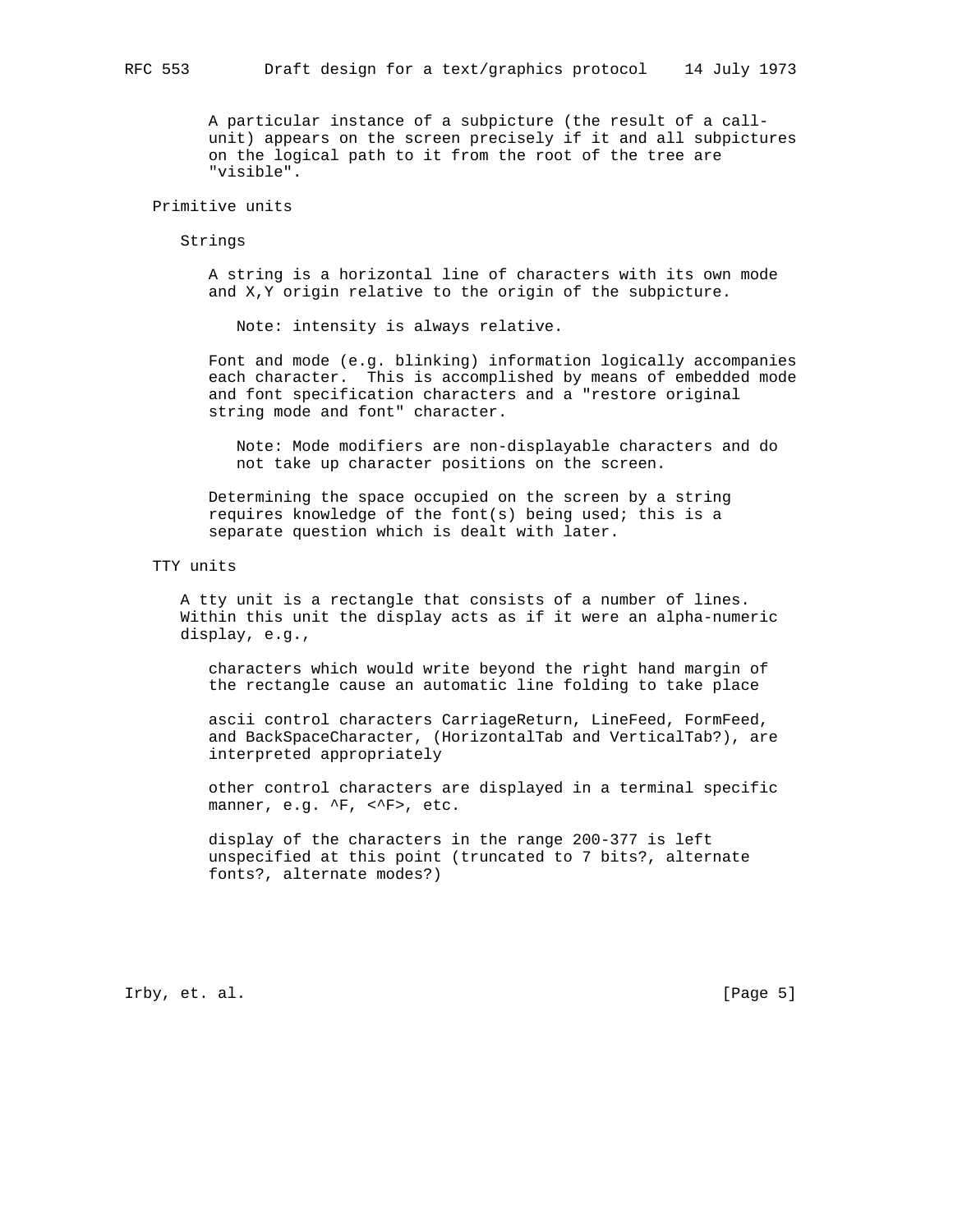A particular instance of a subpicture (the result of a call-unit) appears on the screen precisely if it and all subpictures on the logical path to it from the root of the tree are "visible".

## Primitive units

### Strings

A string is a horizontal line of characters with its own mode and X,Y origin relative to the origin of the subpicture.

Note: intensity is always relative.

Font and mode (e.g. blinking) information logically accompanies each character. This is accomplished by means of embedded mode and font specification characters and a "restore original string mode and font" character.

Note: Mode modifiers are non-displayable characters and do not take up character positions on the screen.

Determining the space occupied on the screen by a string requires knowledge of the font(s) being used; this is a separate question which is dealt with later.

## TTY units

A tty unit is a rectangle that consists of a number of lines. Within this unit the display acts as if it were an alpha-numeric display, e.g.,

characters which would write beyond the right hand margin of the rectangle cause an automatic line folding to take place

ascii control characters CarriageReturn, LineFeed, FormFeed, and BackSpaceCharacter, (HorizontalTab and VerticalTab?), are interpreted appropriately

other control characters are displayed in a terminal specific manner, e.g. ^F, <^F>, etc.

display of the characters in the range 200-377 is left unspecified at this point (truncated to 7 bits?, alternate fonts?, alternate modes?)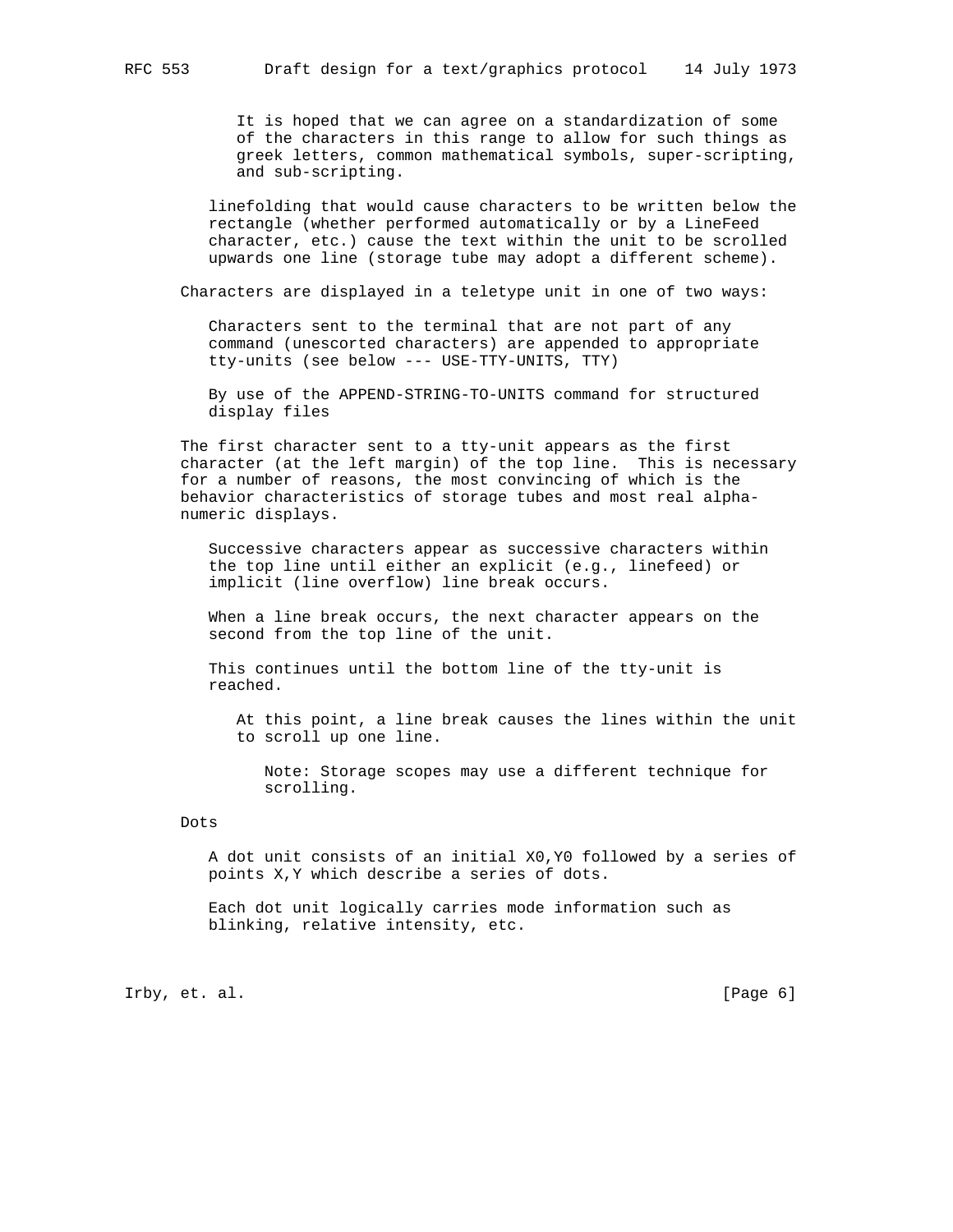It is hoped that we can agree on a standardization of some of the characters in this range to allow for such things as greek letters, common mathematical symbols, super-scripting, and sub-scripting.

linefolding that would cause characters to be written below the rectangle (whether performed automatically or by a LineFeed character, etc.) cause the text within the unit to be scrolled upwards one line (storage tube may adopt a different scheme).

Characters are displayed in a teletype unit in one of two ways:

Characters sent to the terminal that are not part of any command (unescorted characters) are appended to appropriate tty-units (see below --- USE-TTY-UNITS, TTY)

By use of the APPEND-STRING-TO-UNITS command for structured display files

The first character sent to a tty-unit appears as the first character (at the left margin) of the top line. This is necessary for a number of reasons, the most convincing of which is the behavior characteristics of storage tubes and most real alpha-numeric displays.

Successive characters appear as successive characters within the top line until either an explicit (e.g., linefeed) or implicit (line overflow) line break occurs.

When a line break occurs, the next character appears on the second from the top line of the unit.

This continues until the bottom line of the tty-unit is reached.

At this point, a line break causes the lines within the unit to scroll up one line.

Note: Storage scopes may use a different technique for scrolling.

Dots

A dot unit consists of an initial X0,Y0 followed by a series of points X,Y which describe a series of dots.

Each dot unit logically carries mode information such as blinking, relative intensity, etc.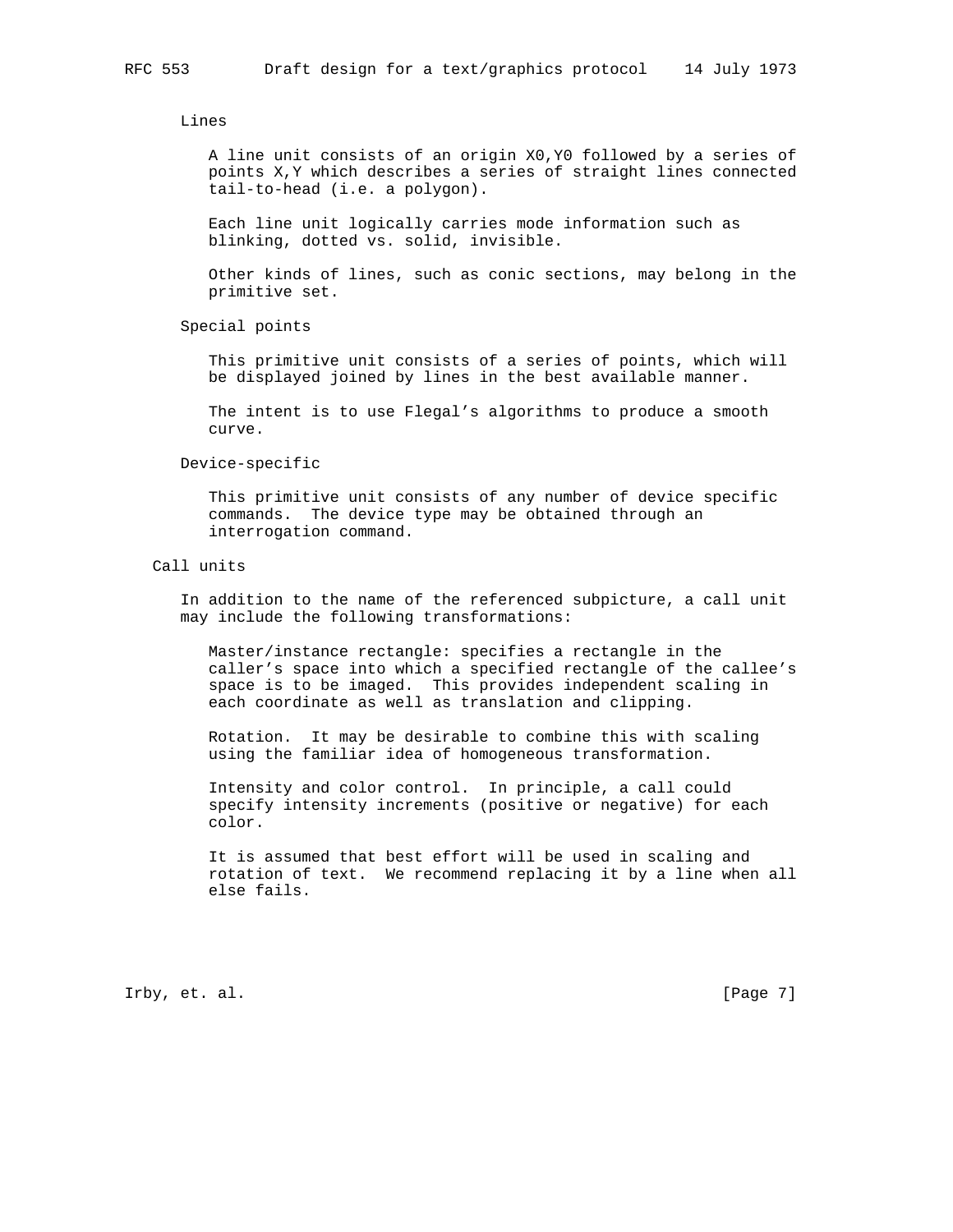#### Lines

A line unit consists of an origin $X0,Y0$ followed by a series of points $X,Y$ which describes a series of straight lines connected tail-to-head (i.e. a polygon).

Each line unit logically carries mode information such as blinking, dotted vs. solid, invisible.

Other kinds of lines, such as conic sections, may belong in the primitive set.

#### Special points

This primitive unit consists of a series of points, which will be displayed joined by lines in the best available manner.

The intent is to use Flegal's algorithms to produce a smooth curve.

#### Device-specific

This primitive unit consists of any number of device specific commands. The device type may be obtained through an interrogation command.

### Call units

In addition to the name of the referenced subpicture, a call unit may include the following transformations:

Master/instance rectangle: specifies a rectangle in the caller's space into which a specified rectangle of the callee's space is to be imaged. This provides independent scaling in each coordinate as well as translation and clipping.

Rotation. It may be desirable to combine this with scaling using the familiar idea of homogeneous transformation.

Intensity and color control. In principle, a call could specify intensity increments (positive or negative) for each color.

It is assumed that best effort will be used in scaling and rotation of text. We recommend replacing it by a line when all else fails.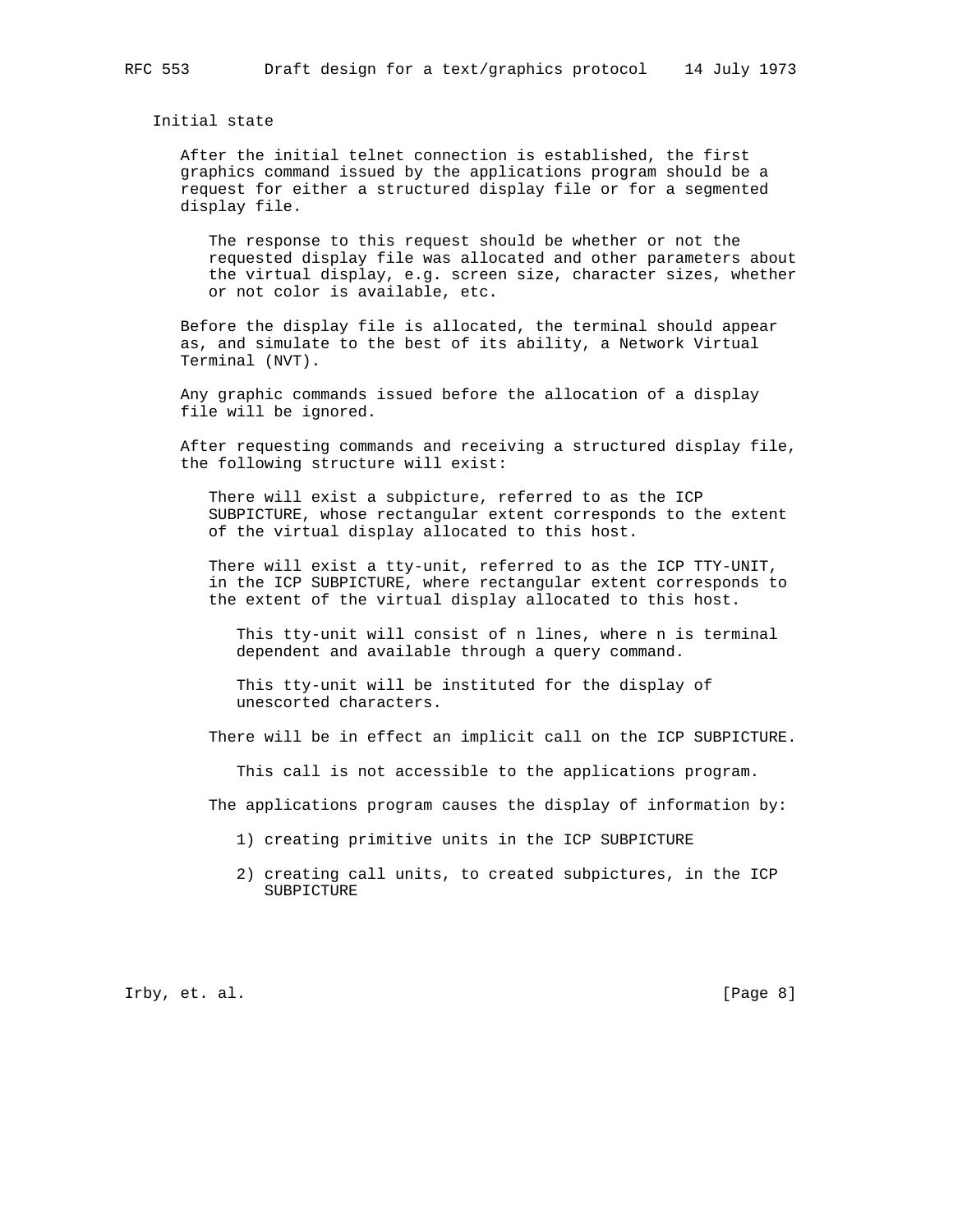## Initial state

After the initial telnet connection is established, the first graphics command issued by the applications program should be a request for either a structured display file or for a segmented display file.

> The response to this request should be whether or not the requested display file was allocated and other parameters about the virtual display, e.g. screen size, character sizes, whether or not color is available, etc.

Before the display file is allocated, the terminal should appear as, and simulate to the best of its ability, a Network Virtual Terminal (NVT).

Any graphic commands issued before the allocation of a display file will be ignored.

After requesting commands and receiving a structured display file, the following structure will exist:

> There will exist a subpicture, referred to as the ICP SUBPICTURE, whose rectangular extent corresponds to the extent of the virtual display allocated to this host.
>
> There will exist a tty-unit, referred to as the ICP TTY-UNIT, in the ICP SUBPICTURE, where rectangular extent corresponds to the extent of the virtual display allocated to this host.
>
> > This tty-unit will consist of n lines, where n is terminal dependent and available through a query command.
> >
> > This tty-unit will be instituted for the display of unescorted characters.
>
> There will be in effect an implicit call on the ICP SUBPICTURE.
>
> > This call is not accessible to the applications program.
>
> The applications program causes the display of information by:
>
> > 1) creating primitive units in the ICP SUBPICTURE
> >
> > 2) creating call units, to created subpictures, in the ICP SUBPICTURE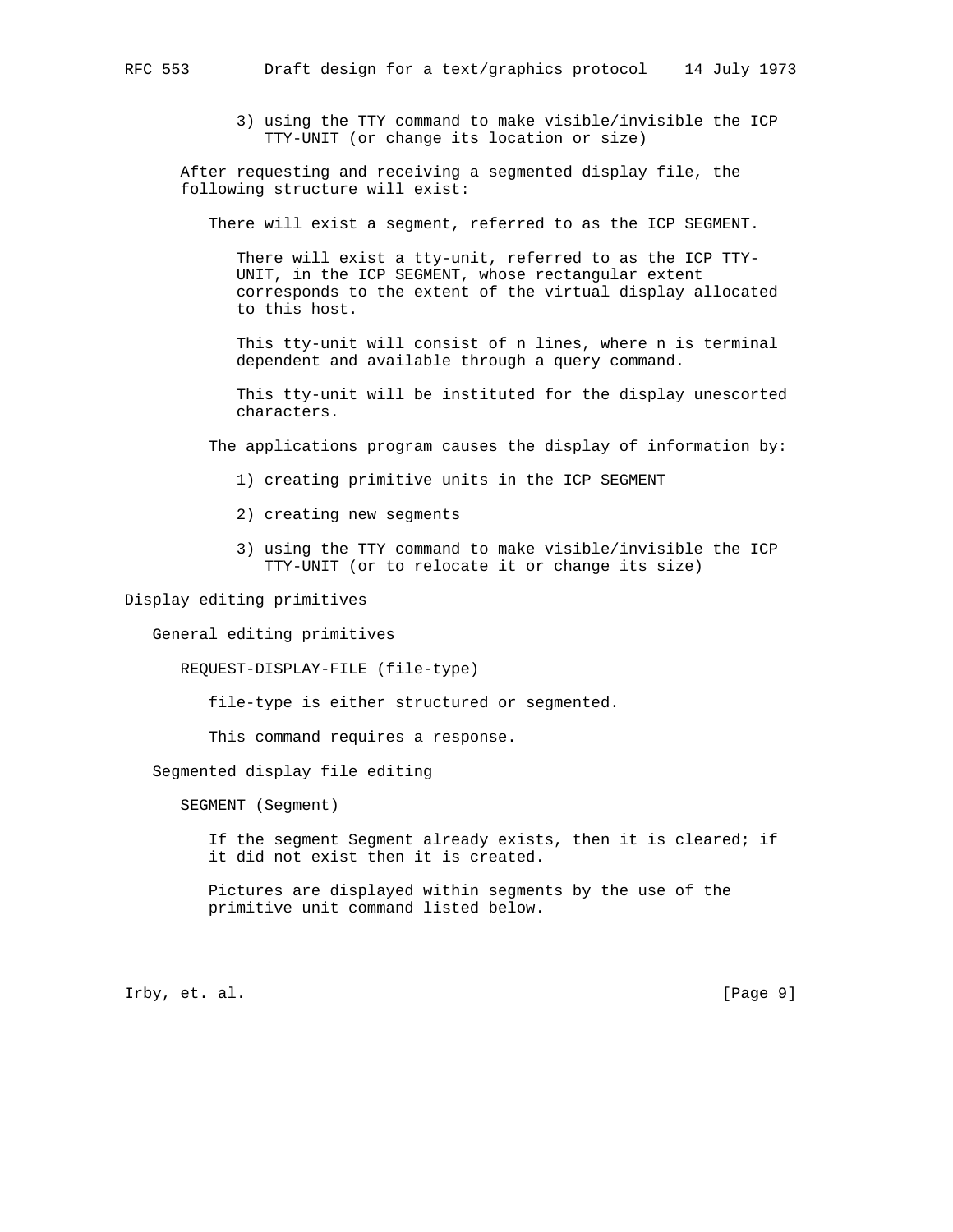3) using the TTY command to make visible/invisible the ICP TTY-UNIT (or change its location or size)

After requesting and receiving a segmented display file, the following structure will exist:

There will exist a segment, referred to as the ICP SEGMENT.

There will exist a tty-unit, referred to as the ICP TTY-UNIT, in the ICP SEGMENT, whose rectangular extent corresponds to the extent of the virtual display allocated to this host.

This tty-unit will consist of n lines, where n is terminal dependent and available through a query command.

This tty-unit will be instituted for the display unescorted characters.

The applications program causes the display of information by:

1) creating primitive units in the ICP SEGMENT

2) creating new segments

3) using the TTY command to make visible/invisible the ICP TTY-UNIT (or to relocate it or change its size)

# Display editing primitives

## General editing primitives

### REQUEST-DISPLAY-FILE (file-type)

file-type is either structured or segmented.

This command requires a response.

## Segmented display file editing

### SEGMENT (Segment)

If the segment Segment already exists, then it is cleared; if it did not exist then it is created.

Pictures are displayed within segments by the use of the primitive unit command listed below.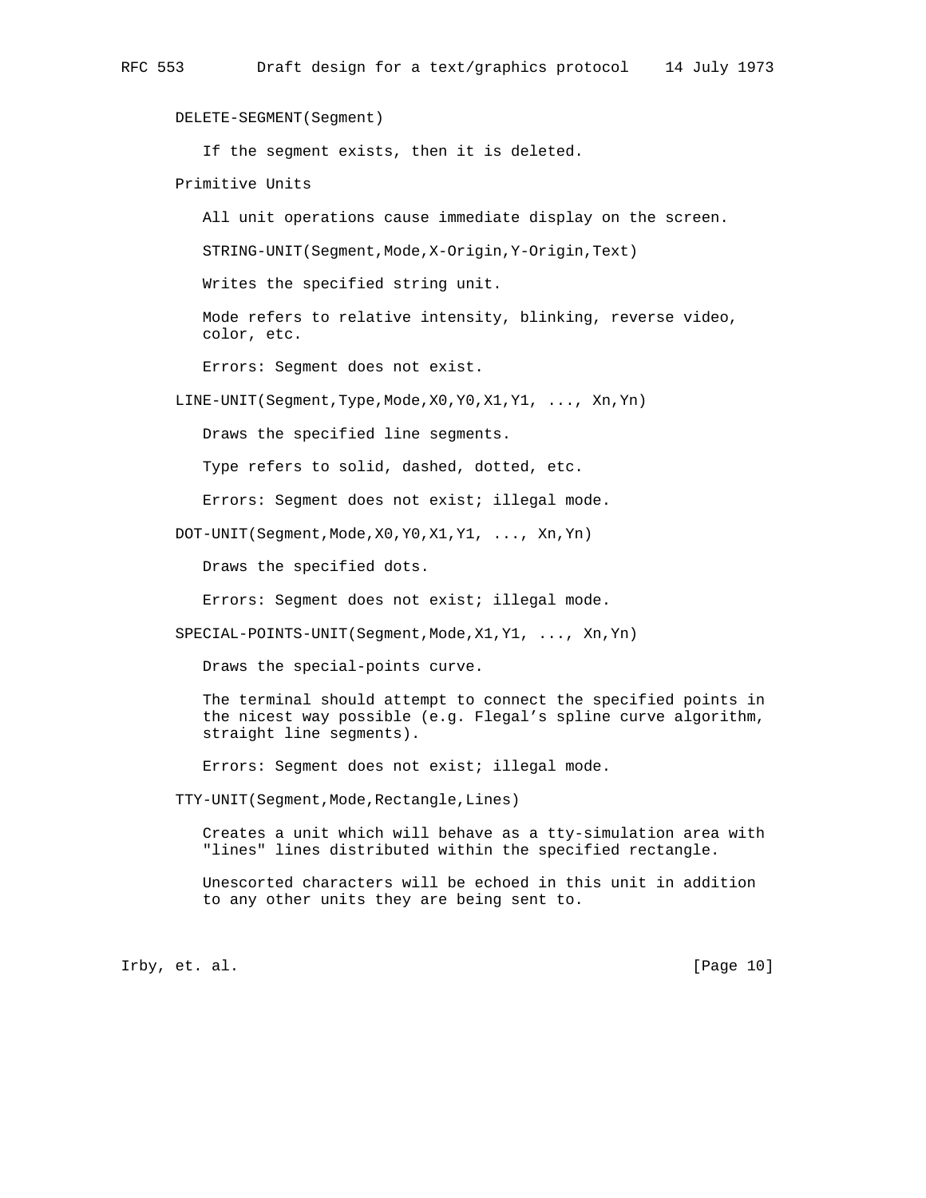DELETE-SEGMENT(Segment)

If the segment exists, then it is deleted.

Primitive Units

All unit operations cause immediate display on the screen.

STRING-UNIT(Segment,Mode,X-Origin,Y-Origin,Text)

Writes the specified string unit.

Mode refers to relative intensity, blinking, reverse video, color, etc.

Errors: Segment does not exist.

LINE-UNIT(Segment,Type,Mode,X0,Y0,X1,Y1, ..., Xn,Yn)

Draws the specified line segments.

Type refers to solid, dashed, dotted, etc.

Errors: Segment does not exist; illegal mode.

DOT-UNIT(Segment,Mode,X0,Y0,X1,Y1, ..., Xn,Yn)

Draws the specified dots.

Errors: Segment does not exist; illegal mode.

SPECIAL-POINTS-UNIT(Segment,Mode,X1,Y1, ..., Xn,Yn)

Draws the special-points curve.

The terminal should attempt to connect the specified points in the nicest way possible (e.g. Flegal's spline curve algorithm, straight line segments).

Errors: Segment does not exist; illegal mode.

TTY-UNIT(Segment,Mode,Rectangle,Lines)

Creates a unit which will behave as a tty-simulation area with "lines" lines distributed within the specified rectangle.

Unescorted characters will be echoed in this unit in addition to any other units they are being sent to.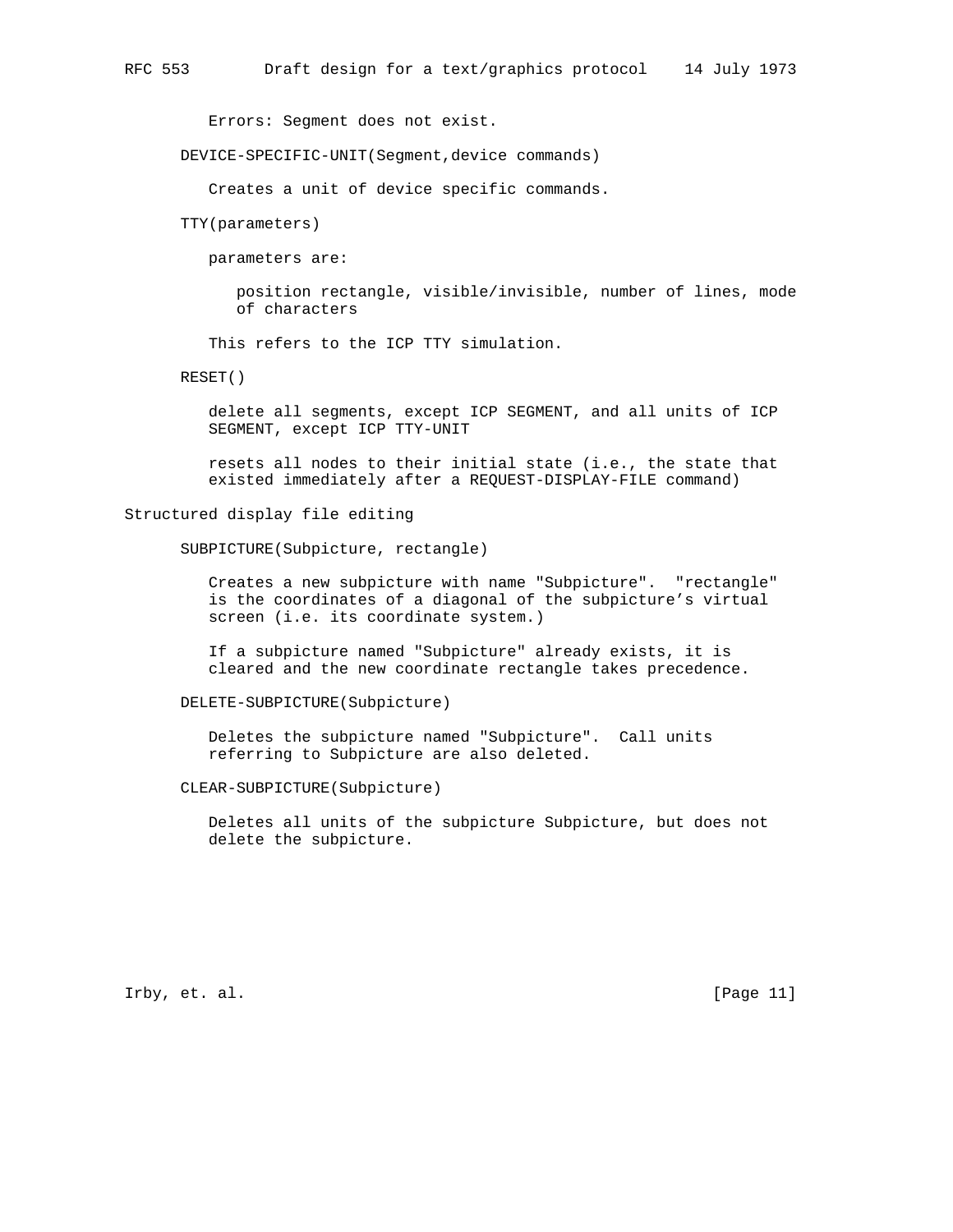Errors: Segment does not exist.

DEVICE-SPECIFIC-UNIT(Segment,device commands)

Creates a unit of device specific commands.

TTY(parameters)

parameters are:

position rectangle, visible/invisible, number of lines, mode of characters

This refers to the ICP TTY simulation.

RESET()

delete all segments, except ICP SEGMENT, and all units of ICP SEGMENT, except ICP TTY-UNIT

resets all nodes to their initial state (i.e., the state that existed immediately after a REQUEST-DISPLAY-FILE command)

## Structured display file editing

SUBPICTURE(Subpicture, rectangle)

Creates a new subpicture with name "Subpicture". "rectangle" is the coordinates of a diagonal of the subpicture's virtual screen (i.e. its coordinate system.)

If a subpicture named "Subpicture" already exists, it is cleared and the new coordinate rectangle takes precedence.

DELETE-SUBPICTURE(Subpicture)

Deletes the subpicture named "Subpicture". Call units referring to Subpicture are also deleted.

CLEAR-SUBPICTURE(Subpicture)

Deletes all units of the subpicture Subpicture, but does not delete the subpicture.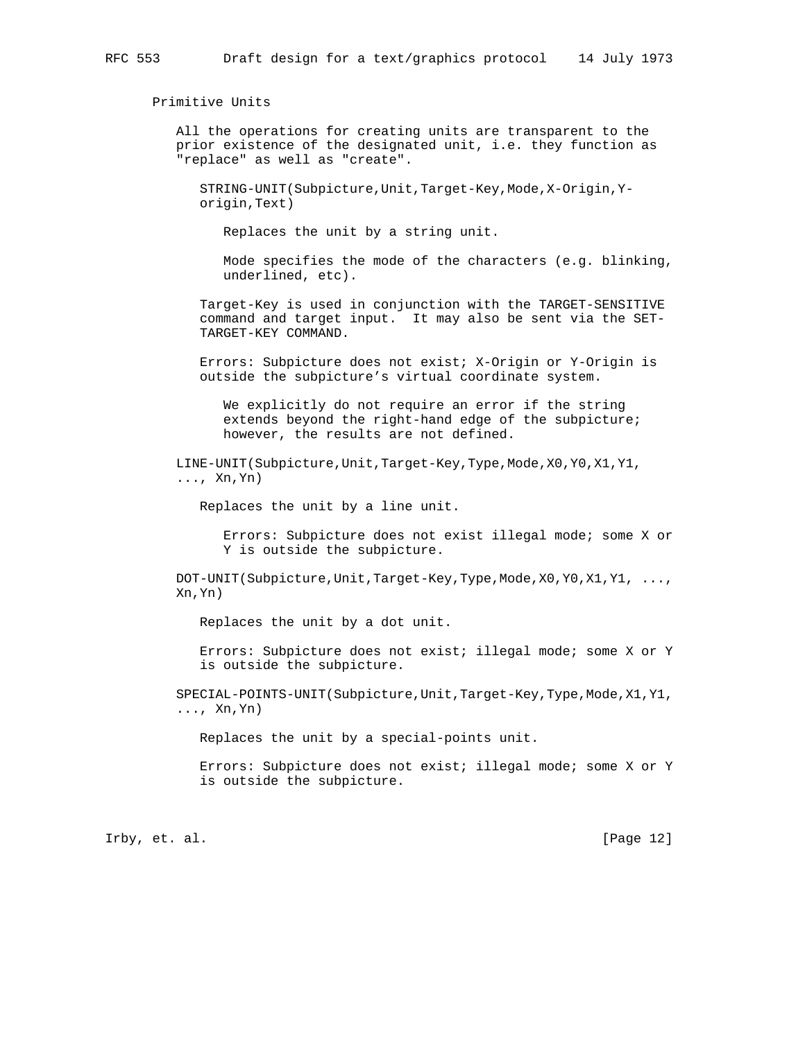### Primitive Units

All the operations for creating units are transparent to the prior existence of the designated unit, i.e. they function as "replace" as well as "create".

STRING-UNIT(Subpicture,Unit,Target-Key,Mode,X-Origin,Y-origin,Text)

Replaces the unit by a string unit.

Mode specifies the mode of the characters (e.g. blinking, underlined, etc).

Target-Key is used in conjunction with the TARGET-SENSITIVE command and target input. It may also be sent via the SET-TARGET-KEY COMMAND.

Errors: Subpicture does not exist; X-Origin or Y-Origin is outside the subpicture’s virtual coordinate system.

We explicitly do not require an error if the string extends beyond the right-hand edge of the subpicture; however, the results are not defined.

LINE-UNIT(Subpicture,Unit,Target-Key,Type,Mode,X0,Y0,X1,Y1, ..., Xn,Yn)

Replaces the unit by a line unit.

Errors: Subpicture does not exist illegal mode; some X or Y is outside the subpicture.

DOT-UNIT(Subpicture,Unit,Target-Key,Type,Mode,X0,Y0,X1,Y1, ..., Xn,Yn)

Replaces the unit by a dot unit.

Errors: Subpicture does not exist; illegal mode; some X or Y is outside the subpicture.

SPECIAL-POINTS-UNIT(Subpicture,Unit,Target-Key,Type,Mode,X1,Y1, ..., Xn,Yn)

Replaces the unit by a special-points unit.

Errors: Subpicture does not exist; illegal mode; some X or Y is outside the subpicture.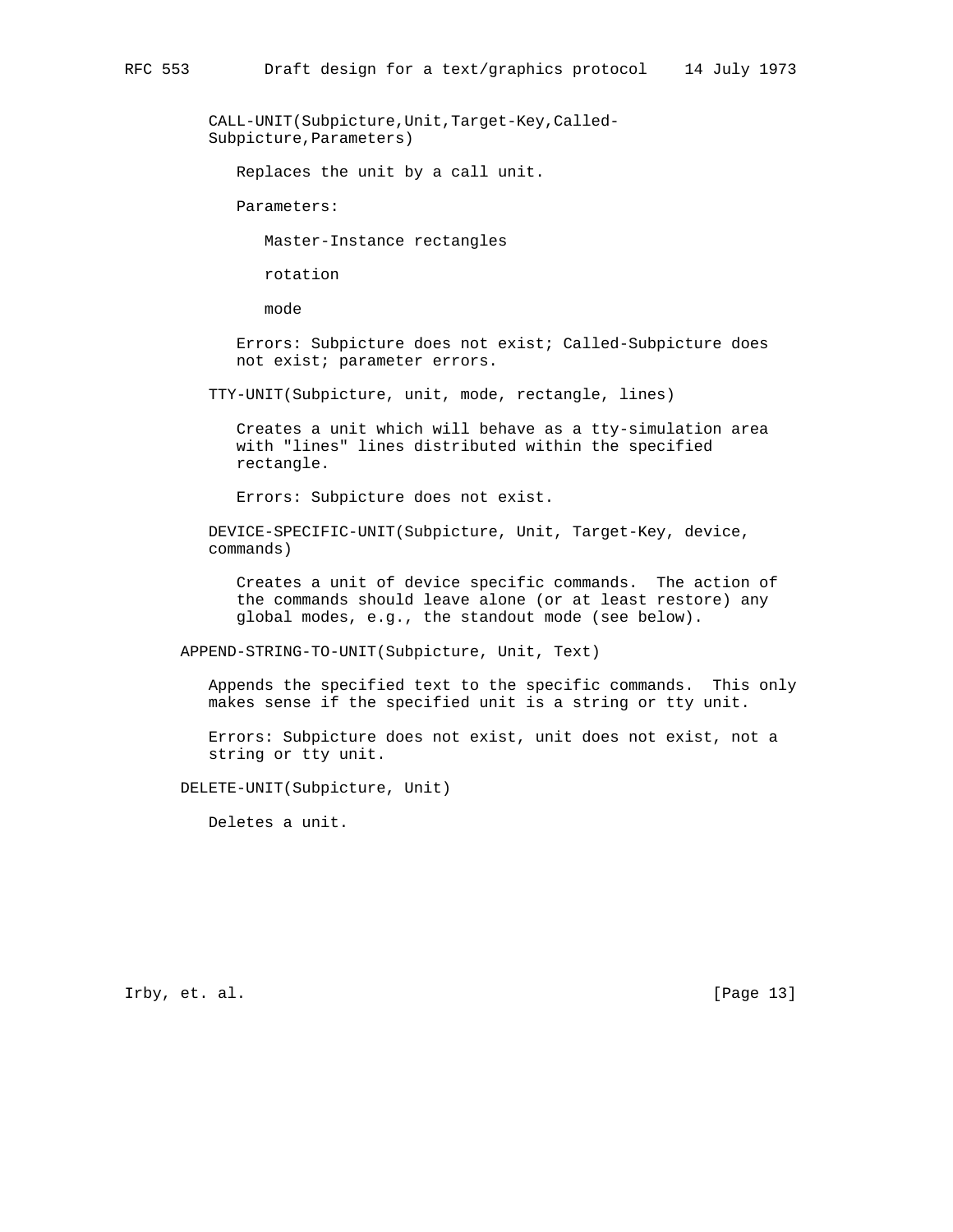CALL-UNIT(Subpicture,Unit,Target-Key,Called-Subpicture,Parameters)

Replaces the unit by a call unit.

Parameters:

Master-Instance rectangles

rotation

mode

Errors: Subpicture does not exist; Called-Subpicture does not exist; parameter errors.

TTY-UNIT(Subpicture, unit, mode, rectangle, lines)

Creates a unit which will behave as a tty-simulation area with "lines" lines distributed within the specified rectangle.

Errors: Subpicture does not exist.

DEVICE-SPECIFIC-UNIT(Subpicture, Unit, Target-Key, device, commands)

Creates a unit of device specific commands. The action of the commands should leave alone (or at least restore) any global modes, e.g., the standout mode (see below).

APPEND-STRING-TO-UNIT(Subpicture, Unit, Text)

Appends the specified text to the specific commands. This only makes sense if the specified unit is a string or tty unit.

Errors: Subpicture does not exist, unit does not exist, not a string or tty unit.

DELETE-UNIT(Subpicture, Unit)

Deletes a unit.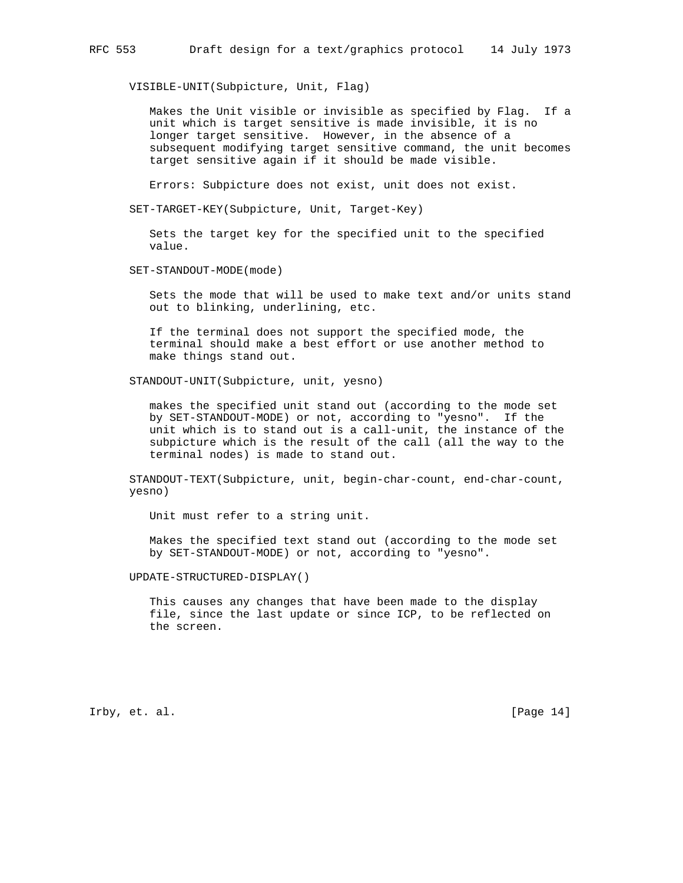VISIBLE-UNIT(Subpicture, Unit, Flag)

Makes the Unit visible or invisible as specified by Flag. If a unit which is target sensitive is made invisible, it is no longer target sensitive. However, in the absence of a subsequent modifying target sensitive command, the unit becomes target sensitive again if it should be made visible.

Errors: Subpicture does not exist, unit does not exist.

SET-TARGET-KEY(Subpicture, Unit, Target-Key)

Sets the target key for the specified unit to the specified value.

SET-STANDOUT-MODE(mode)

Sets the mode that will be used to make text and/or units stand out to blinking, underlining, etc.

If the terminal does not support the specified mode, the terminal should make a best effort or use another method to make things stand out.

STANDOUT-UNIT(Subpicture, unit, yesno)

makes the specified unit stand out (according to the mode set by SET-STANDOUT-MODE) or not, according to "yesno". If the unit which is to stand out is a call-unit, the instance of the subpicture which is the result of the call (all the way to the terminal nodes) is made to stand out.

STANDOUT-TEXT(Subpicture, unit, begin-char-count, end-char-count, yesno)

Unit must refer to a string unit.

Makes the specified text stand out (according to the mode set by SET-STANDOUT-MODE) or not, according to "yesno".

UPDATE-STRUCTURED-DISPLAY()

This causes any changes that have been made to the display file, since the last update or since ICP, to be reflected on the screen.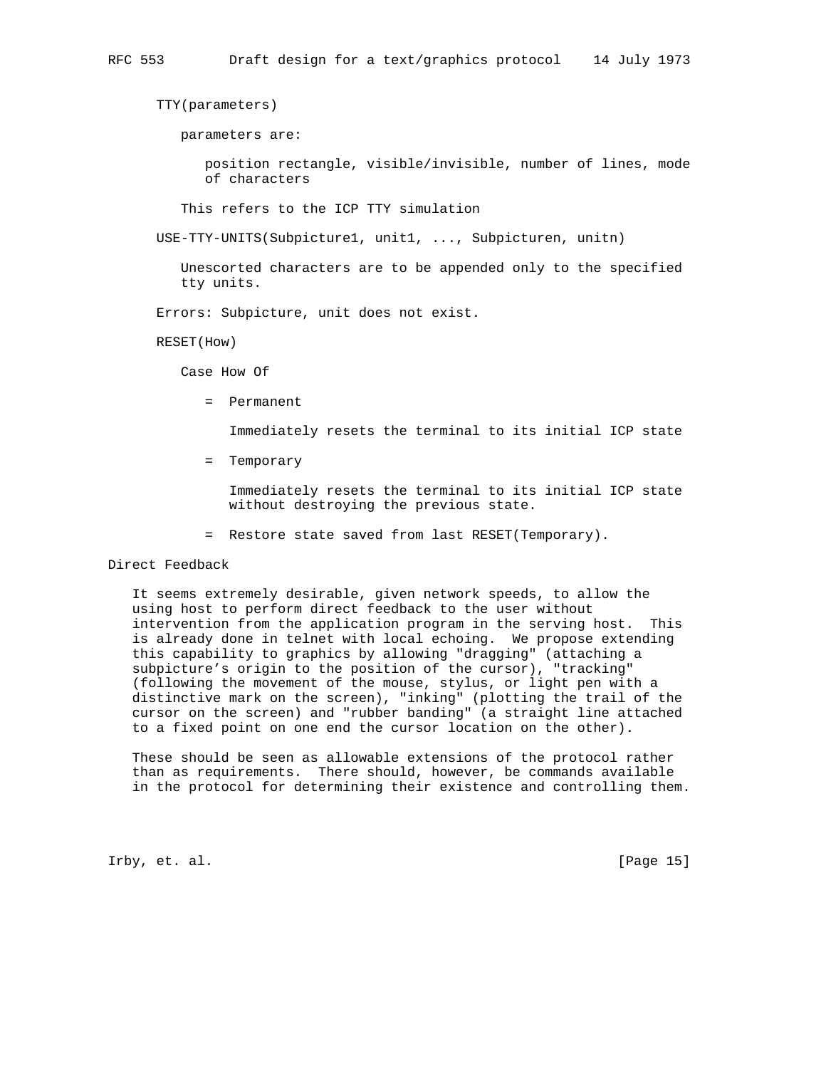TTY(parameters)

parameters are:

position rectangle, visible/invisible, number of lines, mode of characters

This refers to the ICP TTY simulation

USE-TTY-UNITS(Subpicture1, unit1, ..., Subpicturen, unitn)

Unescorted characters are to be appended only to the specified tty units.

Errors: Subpicture, unit does not exist.

RESET(How)

Case How Of

= Permanent

Immediately resets the terminal to its initial ICP state

= Temporary

Immediately resets the terminal to its initial ICP state without destroying the previous state.

= Restore state saved from last RESET(Temporary).

## Direct Feedback

It seems extremely desirable, given network speeds, to allow the using host to perform direct feedback to the user without intervention from the application program in the serving host. This is already done in telnet with local echoing. We propose extending this capability to graphics by allowing "dragging" (attaching a subpicture's origin to the position of the cursor), "tracking" (following the movement of the mouse, stylus, or light pen with a distinctive mark on the screen), "inking" (plotting the trail of the cursor on the screen) and "rubber banding" (a straight line attached to a fixed point on one end the cursor location on the other).

These should be seen as allowable extensions of the protocol rather than as requirements. There should, however, be commands available in the protocol for determining their existence and controlling them.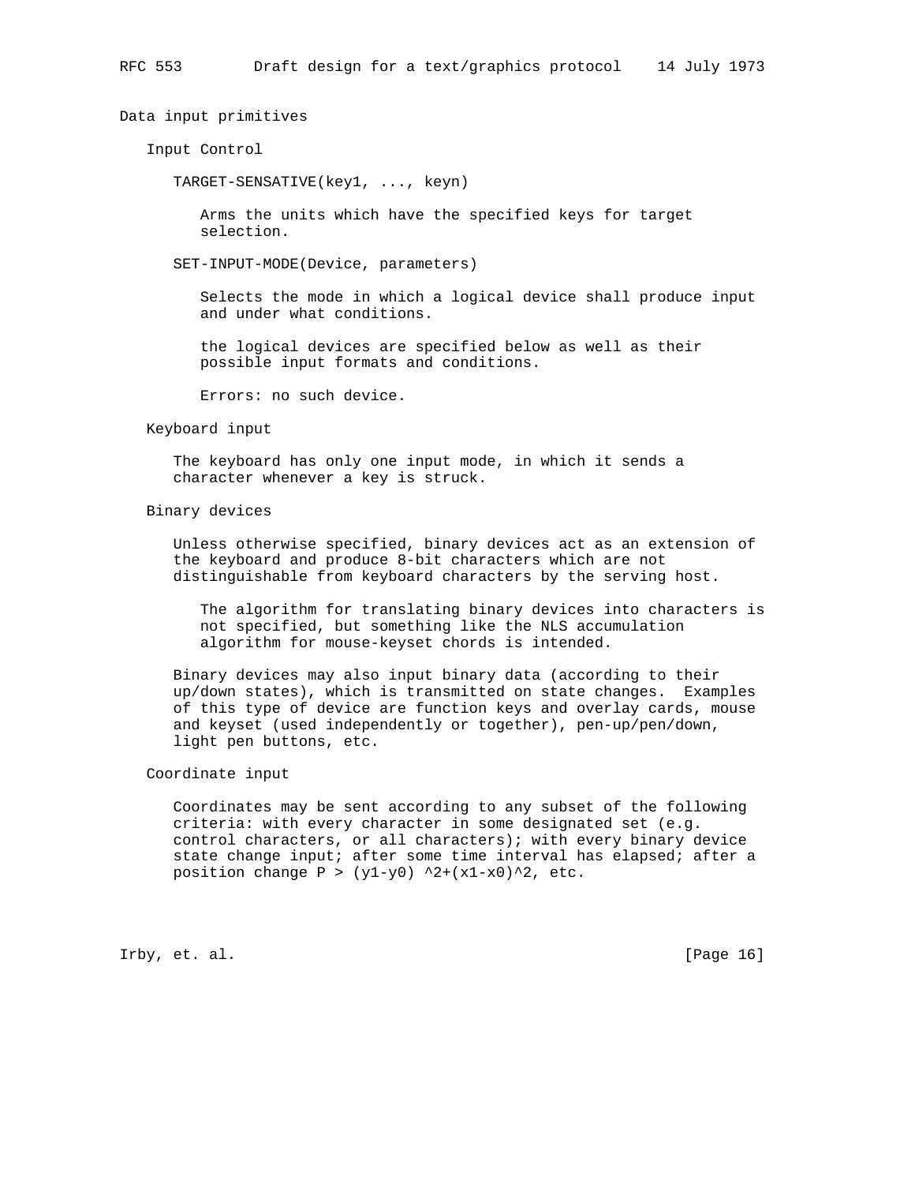## Data input primitives

### Input Control

TARGET-SENSATIVE(key1, ..., keyn)

Arms the units which have the specified keys for target selection.

SET-INPUT-MODE(Device, parameters)

Selects the mode in which a logical device shall produce input and under what conditions.

the logical devices are specified below as well as their possible input formats and conditions.

Errors: no such device.

### Keyboard input

The keyboard has only one input mode, in which it sends a character whenever a key is struck.

### Binary devices

Unless otherwise specified, binary devices act as an extension of the keyboard and produce 8-bit characters which are not distinguishable from keyboard characters by the serving host.

The algorithm for translating binary devices into characters is not specified, but something like the NLS accumulation algorithm for mouse-keyset chords is intended.

Binary devices may also input binary data (according to their up/down states), which is transmitted on state changes. Examples of this type of device are function keys and overlay cards, mouse and keyset (used independently or together), pen-up/pen/down, light pen buttons, etc.

### Coordinate input

Coordinates may be sent according to any subset of the following criteria: with every character in some designated set (e.g. control characters, or all characters); with every binary device state change input; after some time interval has elapsed; after a position change $P > (y1-y0)^2+(x1-x0)^2$, etc.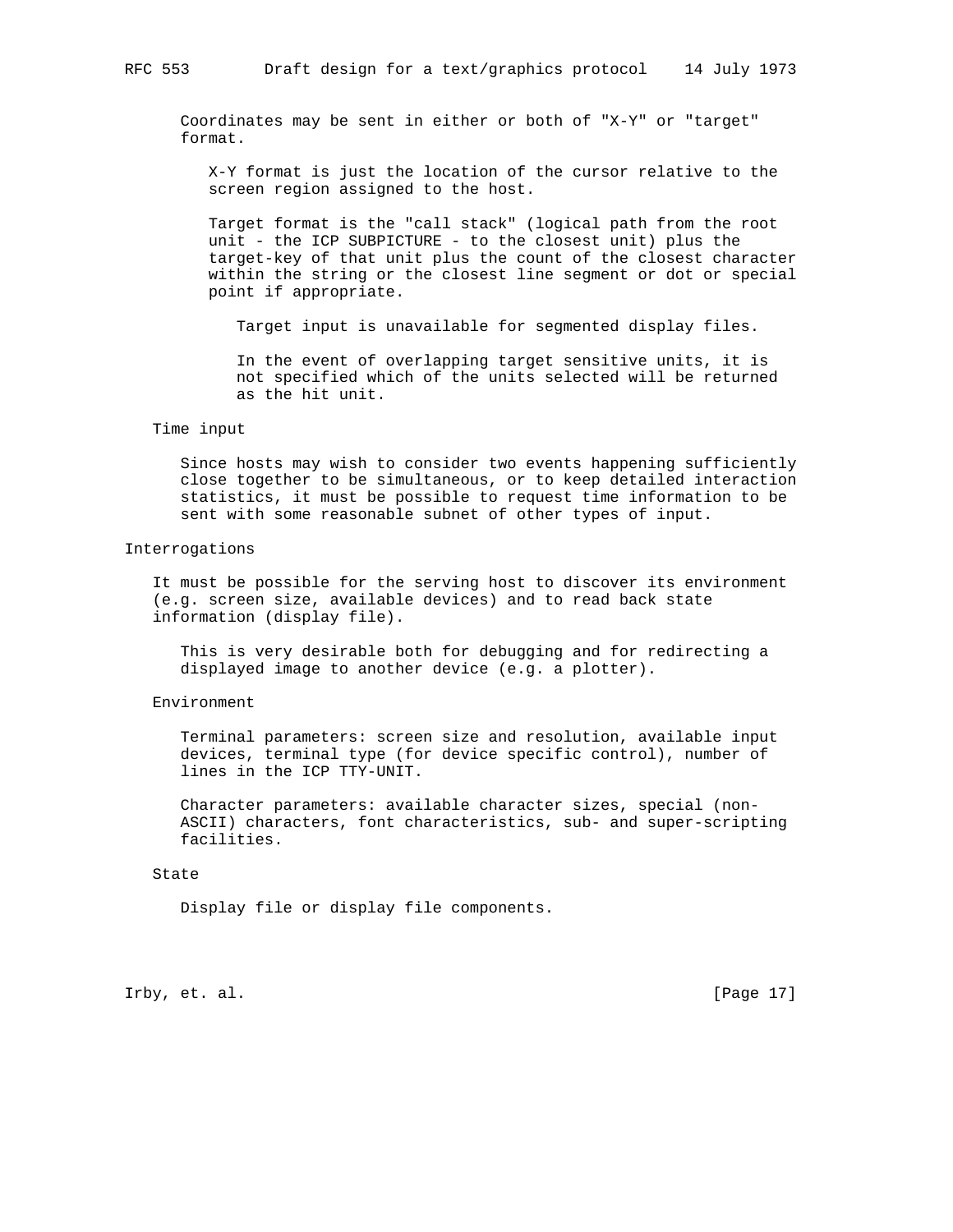Coordinates may be sent in either or both of "X-Y" or "target" format.

X-Y format is just the location of the cursor relative to the screen region assigned to the host.

Target format is the "call stack" (logical path from the root unit - the ICP SUBPICTURE - to the closest unit) plus the target-key of that unit plus the count of the closest character within the string or the closest line segment or dot or special point if appropriate.

Target input is unavailable for segmented display files.

In the event of overlapping target sensitive units, it is not specified which of the units selected will be returned as the hit unit.

### Time input

Since hosts may wish to consider two events happening sufficiently close together to be simultaneous, or to keep detailed interaction statistics, it must be possible to request time information to be sent with some reasonable subnet of other types of input.

## Interrogations

It must be possible for the serving host to discover its environment (e.g. screen size, available devices) and to read back state information (display file).

This is very desirable both for debugging and for redirecting a displayed image to another device (e.g. a plotter).

### Environment

Terminal parameters: screen size and resolution, available input devices, terminal type (for device specific control), number of lines in the ICP TTY-UNIT.

Character parameters: available character sizes, special (non-ASCII) characters, font characteristics, sub- and super-scripting facilities.

### State

Display file or display file components.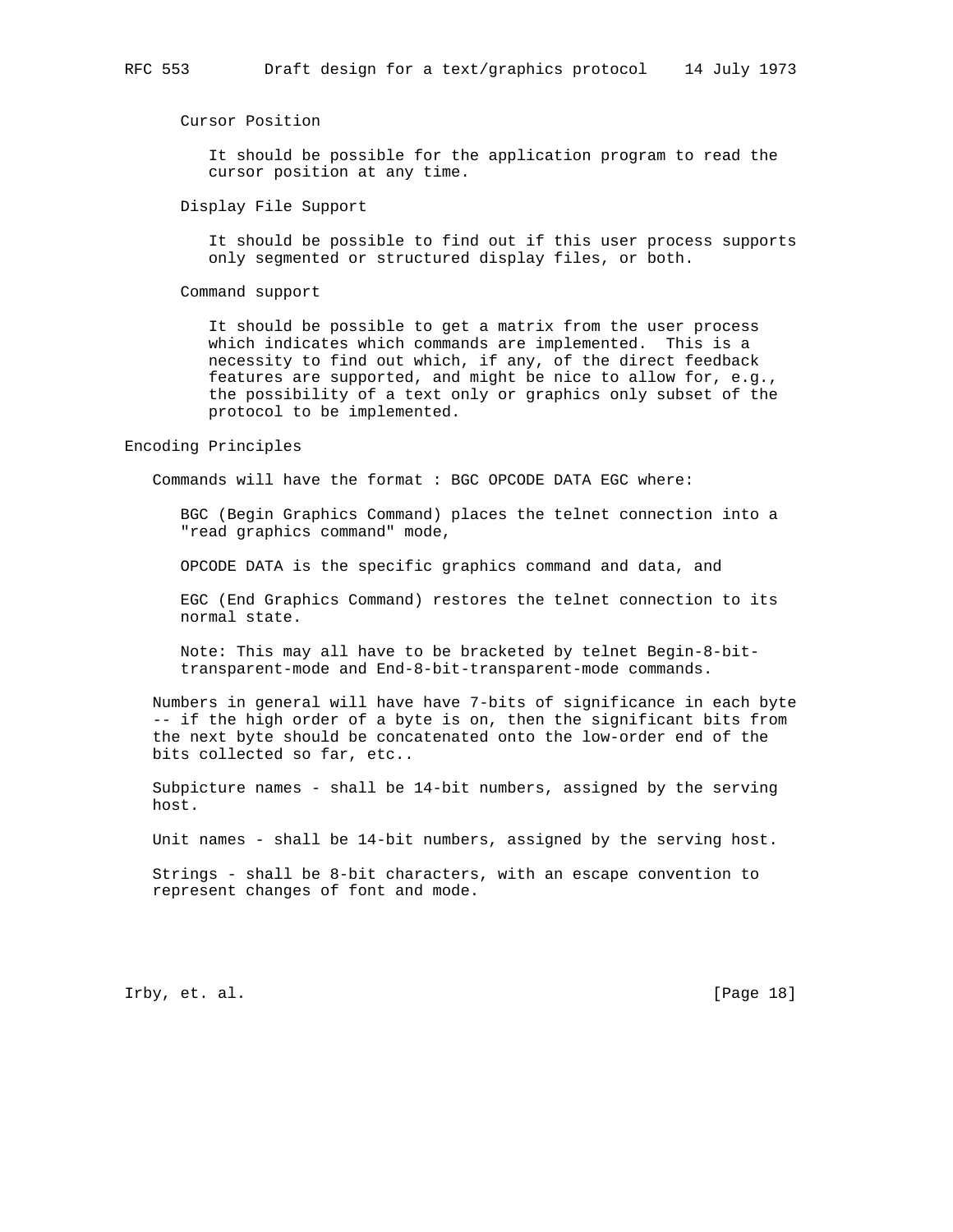### Cursor Position

It should be possible for the application program to read the cursor position at any time.

### Display File Support

It should be possible to find out if this user process supports only segmented or structured display files, or both.

### Command support

It should be possible to get a matrix from the user process which indicates which commands are implemented. This is a necessity to find out which, if any, of the direct feedback features are supported, and might be nice to allow for, e.g., the possibility of a text only or graphics only subset of the protocol to be implemented.

## Encoding Principles

Commands will have the format : BGC OPCODE DATA EGC where:

BGC (Begin Graphics Command) places the telnet connection into a "read graphics command" mode,

OPCODE DATA is the specific graphics command and data, and

EGC (End Graphics Command) restores the telnet connection to its normal state.

Note: This may all have to be bracketed by telnet Begin-8-bit-transparent-mode and End-8-bit-transparent-mode commands.

Numbers in general will have have 7-bits of significance in each byte -- if the high order of a byte is on, then the significant bits from the next byte should be concatenated onto the low-order end of the bits collected so far, etc..

Subpicture names - shall be 14-bit numbers, assigned by the serving host.

Unit names - shall be 14-bit numbers, assigned by the serving host.

Strings - shall be 8-bit characters, with an escape convention to represent changes of font and mode.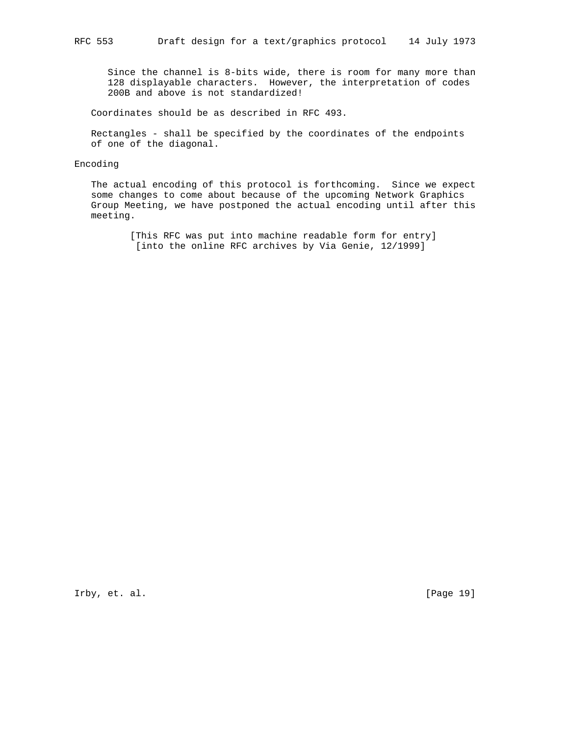Since the channel is 8-bits wide, there is room for many more than 128 displayable characters. However, the interpretation of codes 200B and above is not standardized!

Coordinates should be as described in RFC 493.

Rectangles - shall be specified by the coordinates of the endpoints of one of the diagonal.

## Encoding

The actual encoding of this protocol is forthcoming. Since we expect some changes to come about because of the upcoming Network Graphics Group Meeting, we have postponed the actual encoding until after this meeting.

[This RFC was put into machine readable form for entry]
[into the online RFC archives by Via Genie, 12/1999]